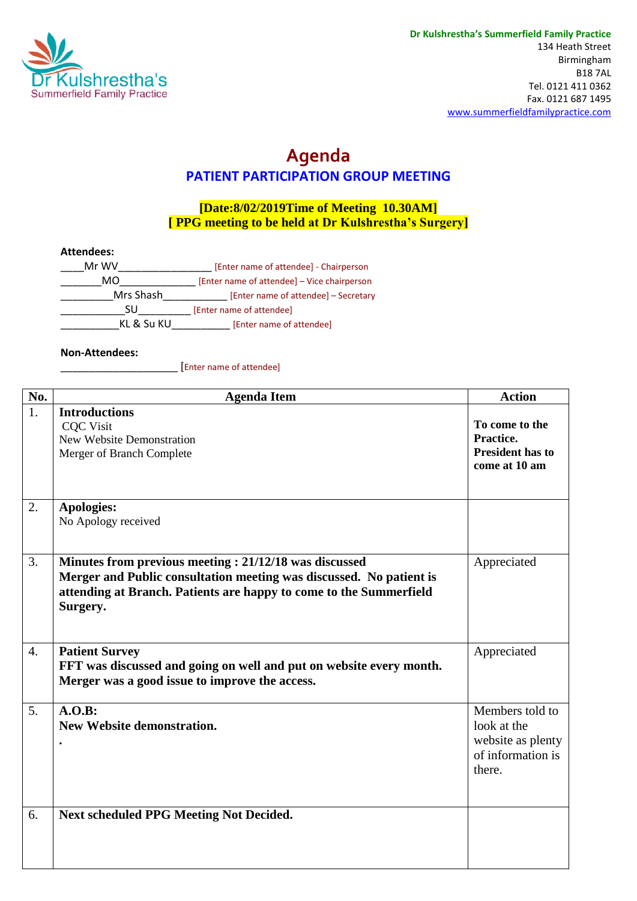Dr Kulshrestha's
Summerfield Family Practice

**Dr Kulshrestha's Summerfield Family Practice**
134 Heath Street
Birmingham
B18 7AL
Tel. 0121 411 0362
Fax. 0121 687 1495
www.summerfieldfamilypractice.com

# Agenda

## PATIENT PARTICIPATION GROUP MEETING

**[Date:8/02/2019Time of Meeting 10.30AM]**
**[ PPG meeting to be held at Dr Kulshrestha's Surgery]**

**Attendees:**

____Mr WV________________ [Enter name of attendee] - Chairperson
_______MO_____________ [Enter name of attendee] – Vice chairperson
_________Mrs Shash___________ [Enter name of attendee] – Secretary
___________SU_________ [Enter name of attendee]
__________KL & Su KU__________ [Enter name of attendee]

**Non-Attendees:**

____________________ [Enter name of attendee]

| No. | Agenda Item | Action |
|---|---|---|
| 1. | **Introductions**<br>CQC Visit<br>New Website Demonstration<br>Merger of Branch Complete | **To come to the Practice. President has to come at 10 am** |
| 2. | **Apologies:**<br>No Apology received | |
| 3. | **Minutes from previous meeting : 21/12/18 was discussed**<br>**Merger and Public consultation meeting was discussed. No patient is attending at Branch. Patients are happy to come to the Summerfield Surgery.** | Appreciated |
| 4. | **Patient Survey**<br>**FFT was discussed and going on well and put on website every month. Merger was a good issue to improve the access.** | Appreciated |
| 5. | **A.O.B:**<br>**New Website demonstration.**<br>**.** | Members told to look at the website as plenty of information is there. |
| 6. | **Next scheduled PPG Meeting Not Decided.** | |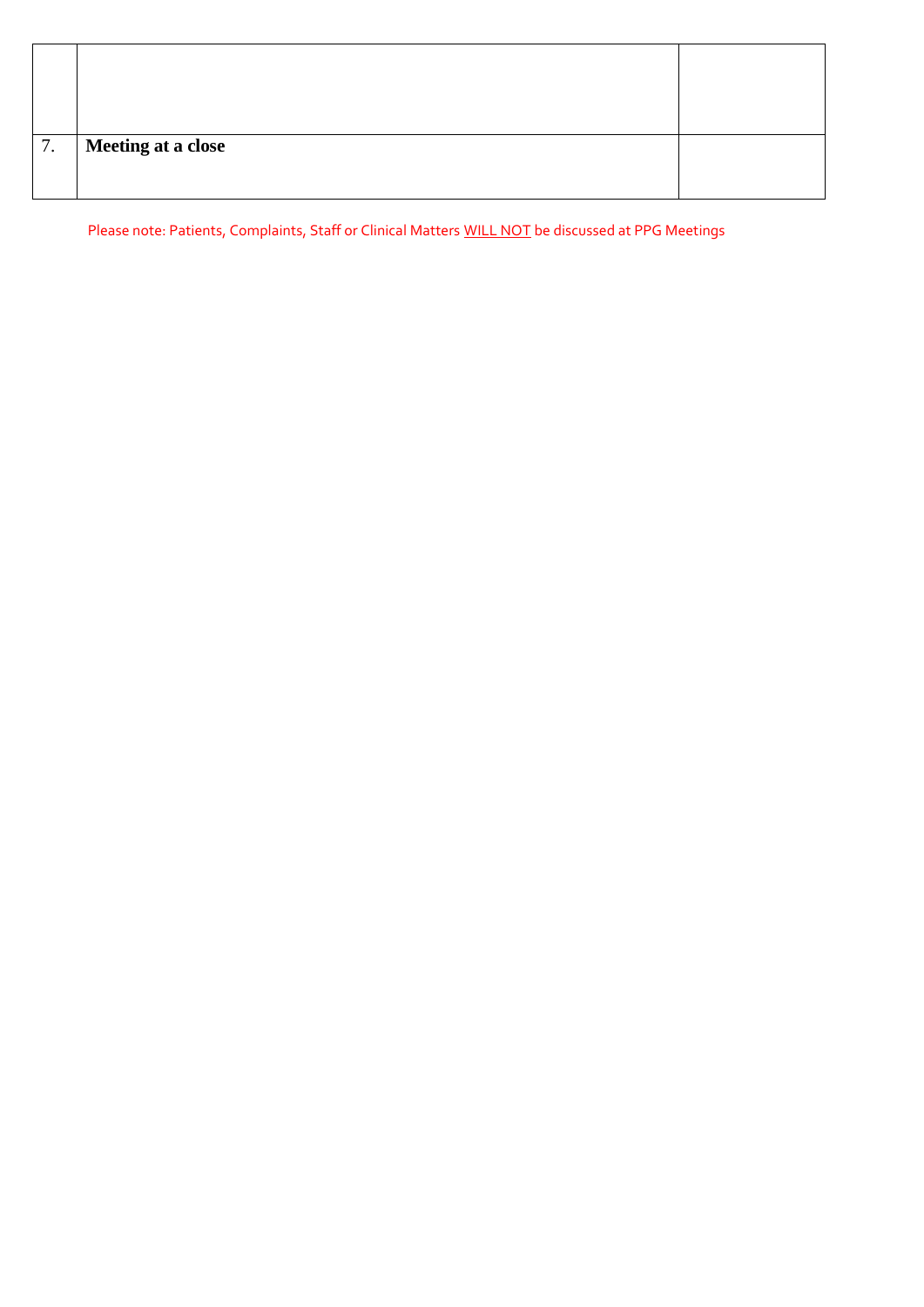| | | |
|---|---|---|
| | | |
| 7. | **Meeting at a close** | |

Please note: Patients, Complaints, Staff or Clinical Matters WILL NOT be discussed at PPG Meetings